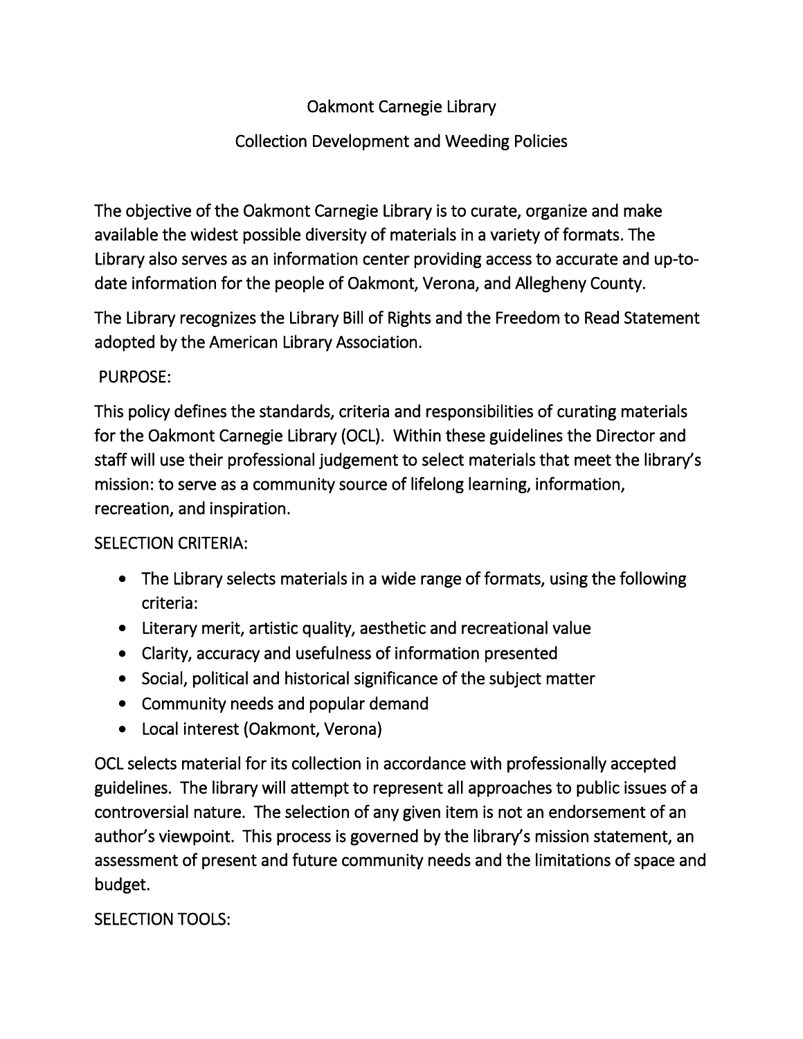# Oakmont Carnegie Library

## Collection Development and Weeding Policies

The objective of the Oakmont Carnegie Library is to curate, organize and make available the widest possible diversity of materials in a variety of formats. The Library also serves as an information center providing access to accurate and up-to-date information for the people of Oakmont, Verona, and Allegheny County.

The Library recognizes the Library Bill of Rights and the Freedom to Read Statement adopted by the American Library Association.

PURPOSE:

This policy defines the standards, criteria and responsibilities of curating materials for the Oakmont Carnegie Library (OCL). Within these guidelines the Director and staff will use their professional judgement to select materials that meet the library's mission: to serve as a community source of lifelong learning, information, recreation, and inspiration.

SELECTION CRITERIA:

- The Library selects materials in a wide range of formats, using the following criteria:
- Literary merit, artistic quality, aesthetic and recreational value
- Clarity, accuracy and usefulness of information presented
- Social, political and historical significance of the subject matter
- Community needs and popular demand
- Local interest (Oakmont, Verona)

OCL selects material for its collection in accordance with professionally accepted guidelines. The library will attempt to represent all approaches to public issues of a controversial nature. The selection of any given item is not an endorsement of an author's viewpoint. This process is governed by the library's mission statement, an assessment of present and future community needs and the limitations of space and budget.

SELECTION TOOLS: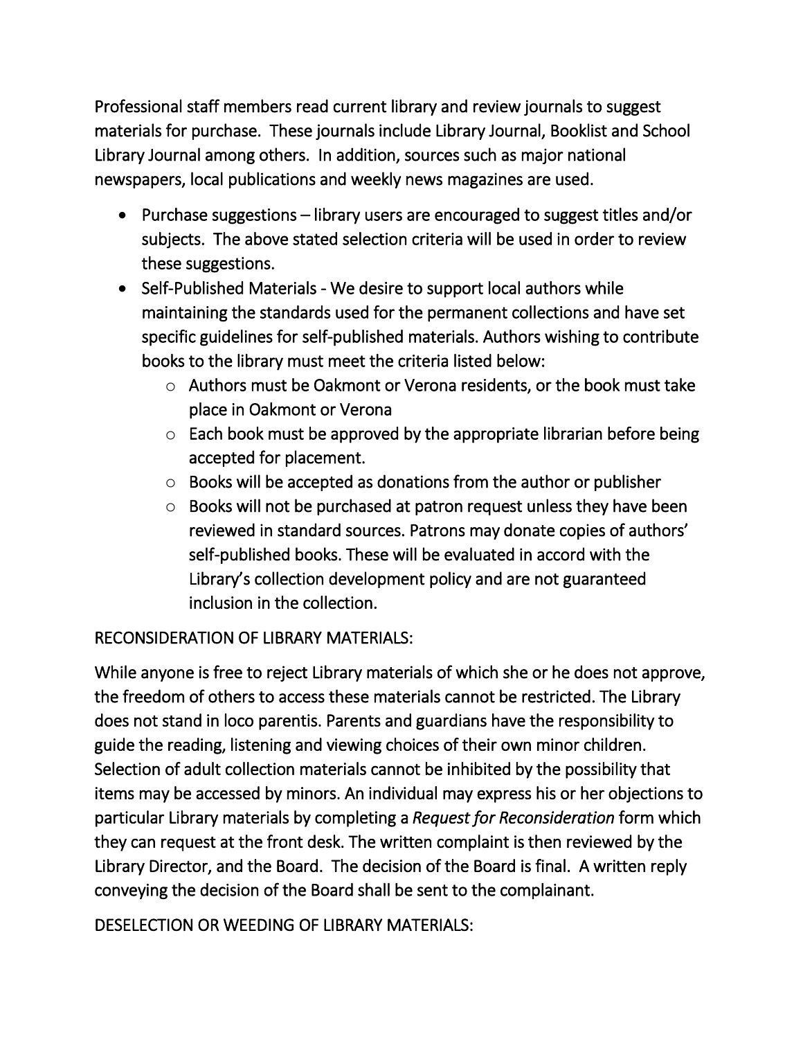Professional staff members read current library and review journals to suggest materials for purchase. These journals include Library Journal, Booklist and School Library Journal among others. In addition, sources such as major national newspapers, local publications and weekly news magazines are used.

- Purchase suggestions – library users are encouraged to suggest titles and/or subjects. The above stated selection criteria will be used in order to review these suggestions.
- Self-Published Materials - We desire to support local authors while maintaining the standards used for the permanent collections and have set specific guidelines for self-published materials. Authors wishing to contribute books to the library must meet the criteria listed below:
  - Authors must be Oakmont or Verona residents, or the book must take place in Oakmont or Verona
  - Each book must be approved by the appropriate librarian before being accepted for placement.
  - Books will be accepted as donations from the author or publisher
  - Books will not be purchased at patron request unless they have been reviewed in standard sources. Patrons may donate copies of authors' self-published books. These will be evaluated in accord with the Library's collection development policy and are not guaranteed inclusion in the collection.

RECONSIDERATION OF LIBRARY MATERIALS:

While anyone is free to reject Library materials of which she or he does not approve, the freedom of others to access these materials cannot be restricted. The Library does not stand in loco parentis. Parents and guardians have the responsibility to guide the reading, listening and viewing choices of their own minor children. Selection of adult collection materials cannot be inhibited by the possibility that items may be accessed by minors. An individual may express his or her objections to particular Library materials by completing a *Request for Reconsideration* form which they can request at the front desk. The written complaint is then reviewed by the Library Director, and the Board. The decision of the Board is final. A written reply conveying the decision of the Board shall be sent to the complainant.

DESELECTION OR WEEDING OF LIBRARY MATERIALS: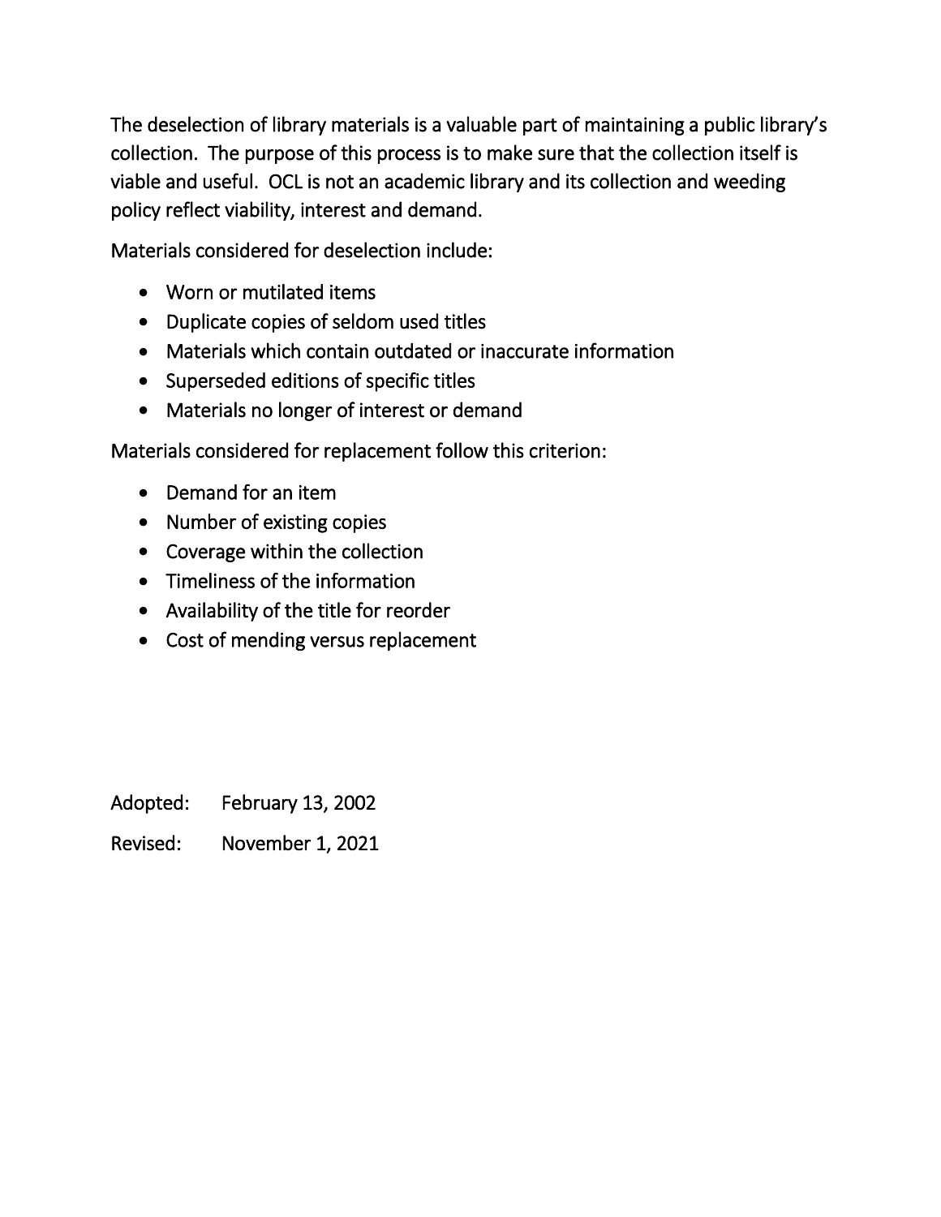The deselection of library materials is a valuable part of maintaining a public library's collection. The purpose of this process is to make sure that the collection itself is viable and useful. OCL is not an academic library and its collection and weeding policy reflect viability, interest and demand.

Materials considered for deselection include:

- Worn or mutilated items
- Duplicate copies of seldom used titles
- Materials which contain outdated or inaccurate information
- Superseded editions of specific titles
- Materials no longer of interest or demand

Materials considered for replacement follow this criterion:

- Demand for an item
- Number of existing copies
- Coverage within the collection
- Timeliness of the information
- Availability of the title for reorder
- Cost of mending versus replacement

Adopted: February 13, 2002

Revised: November 1, 2021